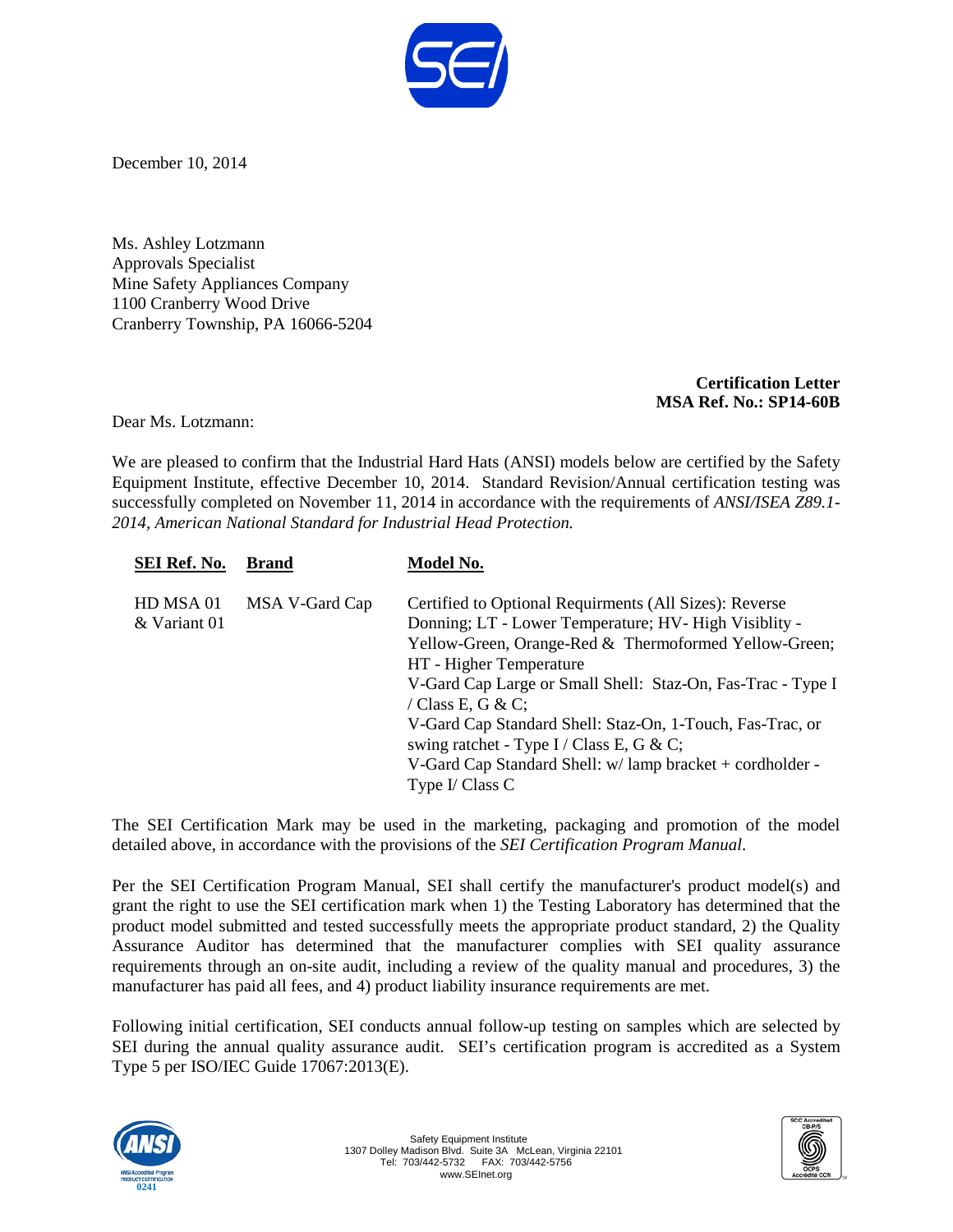December 10, 2014

Ms. Ashley Lotzmann
Approvals Specialist
Mine Safety Appliances Company
1100 Cranberry Wood Drive
Cranberry Township, PA 16066-5204

**Certification Letter**
**MSA Ref. No.: SP14-60B**

Dear Ms. Lotzmann:

We are pleased to confirm that the Industrial Hard Hats (ANSI) models below are certified by the Safety Equipment Institute, effective December 10, 2014. Standard Revision/Annual certification testing was successfully completed on November 11, 2014 in accordance with the requirements of *ANSI/ISEA Z89.1-2014, American National Standard for Industrial Head Protection.*

| SEI Ref. No. | Brand | Model No. |
|---|---|---|
| HD MSA 01 & Variant 01 | MSA V-Gard Cap | Certified to Optional Requirments (All Sizes): Reverse Donning; LT - Lower Temperature; HV- High Visiblity - Yellow-Green, Orange-Red & Thermoformed Yellow-Green; HT - Higher Temperature<br>V-Gard Cap Large or Small Shell: Staz-On, Fas-Trac - Type I / Class E, G & C;<br>V-Gard Cap Standard Shell: Staz-On, 1-Touch, Fas-Trac, or swing ratchet - Type I / Class E, G & C;<br>V-Gard Cap Standard Shell: w/ lamp bracket + cordholder - Type I/ Class C |

The SEI Certification Mark may be used in the marketing, packaging and promotion of the model detailed above, in accordance with the provisions of the *SEI Certification Program Manual*.

Per the SEI Certification Program Manual, SEI shall certify the manufacturer's product model(s) and grant the right to use the SEI certification mark when 1) the Testing Laboratory has determined that the product model submitted and tested successfully meets the appropriate product standard, 2) the Quality Assurance Auditor has determined that the manufacturer complies with SEI quality assurance requirements through an on-site audit, including a review of the quality manual and procedures, 3) the manufacturer has paid all fees, and 4) product liability insurance requirements are met.

Following initial certification, SEI conducts annual follow-up testing on samples which are selected by SEI during the annual quality assurance audit. SEI's certification program is accredited as a System Type 5 per ISO/IEC Guide 17067:2013(E).

Safety Equipment Institute
1307 Dolley Madison Blvd. Suite 3A McLean, Virginia 22101
Tel: 703/442-5732 FAX: 703/442-5756
www.SEInet.org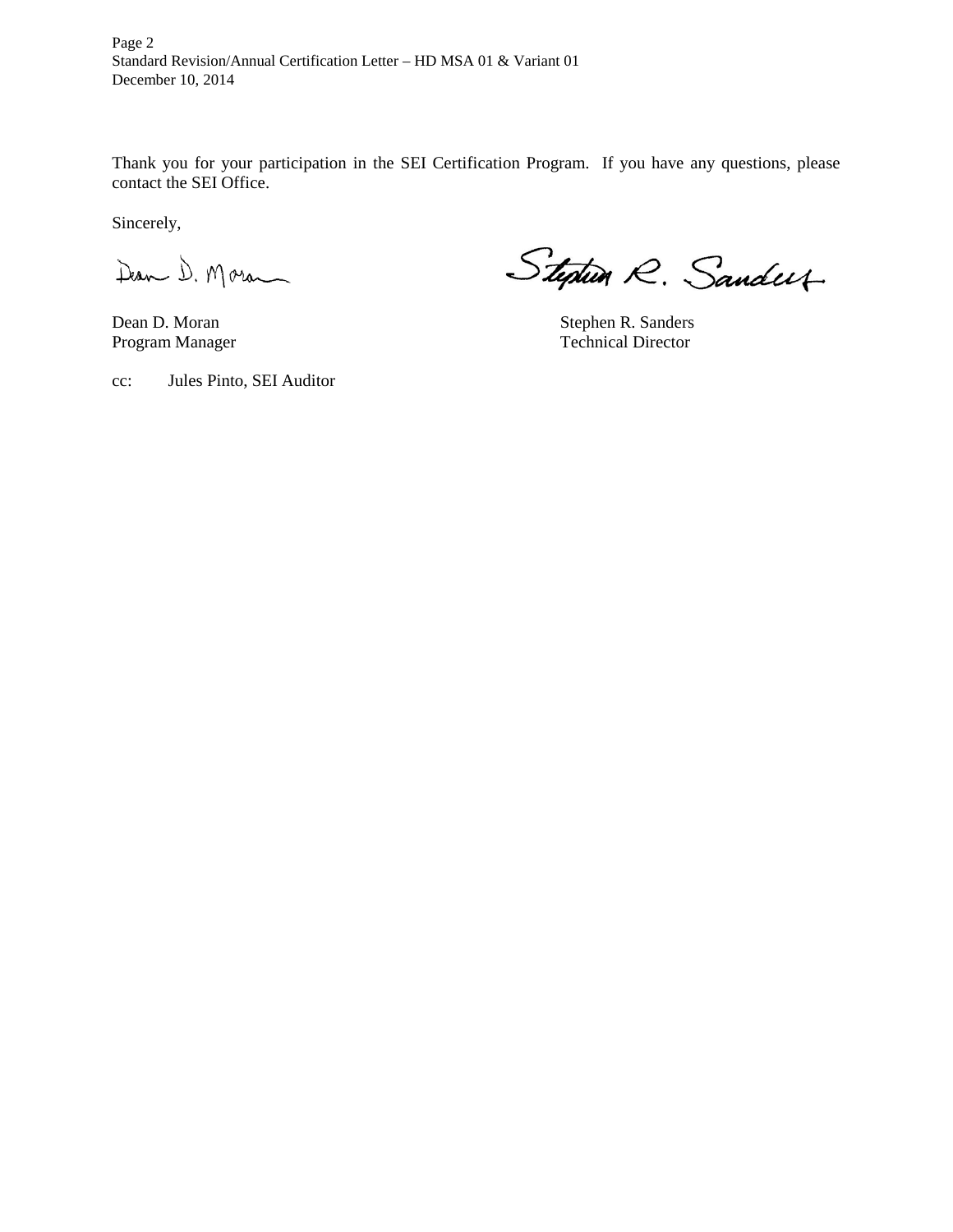Thank you for your participation in the SEI Certification Program. If you have any questions, please contact the SEI Office.

Sincerely,

Dean D. Moran
Program Manager

Stephen R. Sanders
Technical Director

cc: Jules Pinto, SEI Auditor